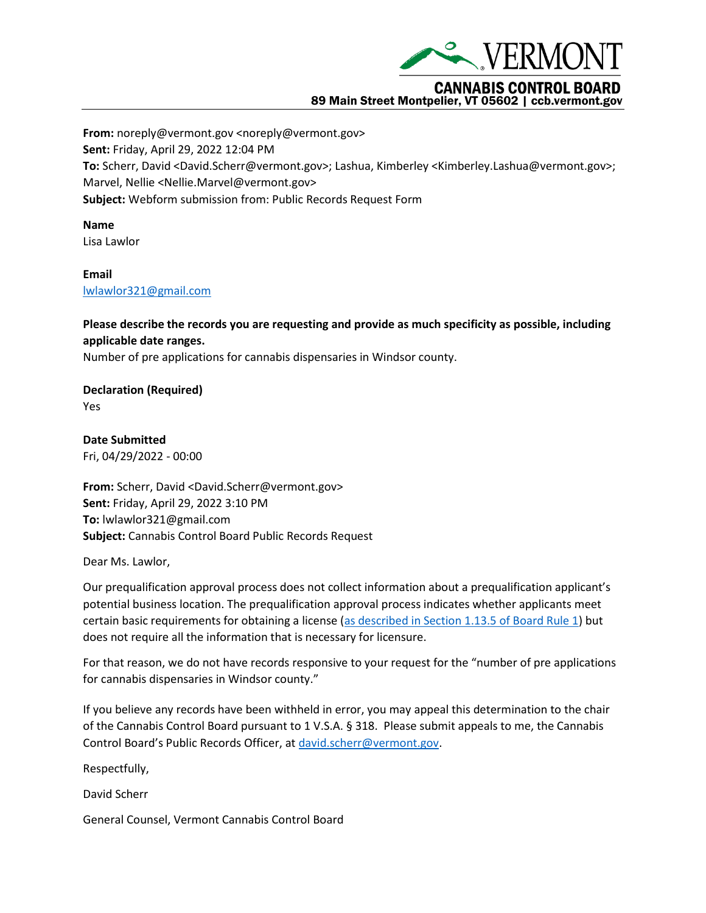VERMONT

CANNABIS CONTROL BOARD
89 Main Street Montpelier, VT 05602 | ccb.vermont.gov

**From:** noreply@vermont.gov <noreply@vermont.gov>
**Sent:** Friday, April 29, 2022 12:04 PM
**To:** Scherr, David <David.Scherr@vermont.gov>; Lashua, Kimberley <Kimberley.Lashua@vermont.gov>; Marvel, Nellie <Nellie.Marvel@vermont.gov>
**Subject:** Webform submission from: Public Records Request Form

**Name**
Lisa Lawlor

**Email**
lwlawlor321@gmail.com

**Please describe the records you are requesting and provide as much specificity as possible, including applicable date ranges.**
Number of pre applications for cannabis dispensaries in Windsor county.

**Declaration (Required)**
Yes

**Date Submitted**
Fri, 04/29/2022 - 00:00

**From:** Scherr, David <David.Scherr@vermont.gov>
**Sent:** Friday, April 29, 2022 3:10 PM
**To:** lwlawlor321@gmail.com
**Subject:** Cannabis Control Board Public Records Request

Dear Ms. Lawlor,

Our prequalification approval process does not collect information about a prequalification applicant's potential business location. The prequalification approval process indicates whether applicants meet certain basic requirements for obtaining a license (as described in Section 1.13.5 of Board Rule 1) but does not require all the information that is necessary for licensure.

For that reason, we do not have records responsive to your request for the "number of pre applications for cannabis dispensaries in Windsor county."

If you believe any records have been withheld in error, you may appeal this determination to the chair of the Cannabis Control Board pursuant to 1 V.S.A. § 318. Please submit appeals to me, the Cannabis Control Board's Public Records Officer, at david.scherr@vermont.gov.

Respectfully,

David Scherr

General Counsel, Vermont Cannabis Control Board